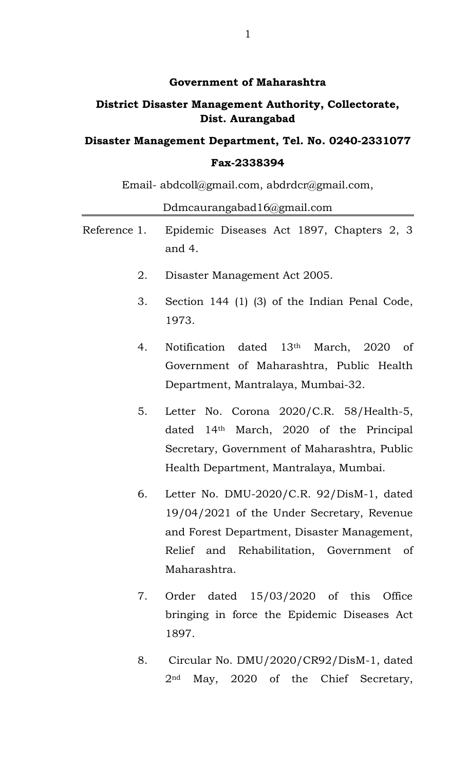**Government of Maharashtra**

**District Disaster Management Authority, Collectorate, Dist. Aurangabad**

**Disaster Management Department, Tel. No. 0240-2331077**

**Fax-2338394**

Email- abdcoll@gmail.com, abdrdcr@gmail.com,

Ddmcaurangabad16@gmail.com

---

Reference 1. Epidemic Diseases Act 1897, Chapters 2, 3 and 4.

2. Disaster Management Act 2005.

3. Section 144 (1) (3) of the Indian Penal Code, 1973.

4. Notification dated 13th March, 2020 of Government of Maharashtra, Public Health Department, Mantralaya, Mumbai-32.

5. Letter No. Corona 2020/C.R. 58/Health-5, dated 14th March, 2020 of the Principal Secretary, Government of Maharashtra, Public Health Department, Mantralaya, Mumbai.

6. Letter No. DMU-2020/C.R. 92/DisM-1, dated 19/04/2021 of the Under Secretary, Revenue and Forest Department, Disaster Management, Relief and Rehabilitation, Government of Maharashtra.

7. Order dated 15/03/2020 of this Office bringing in force the Epidemic Diseases Act 1897.

8. Circular No. DMU/2020/CR92/DisM-1, dated 2nd May, 2020 of the Chief Secretary,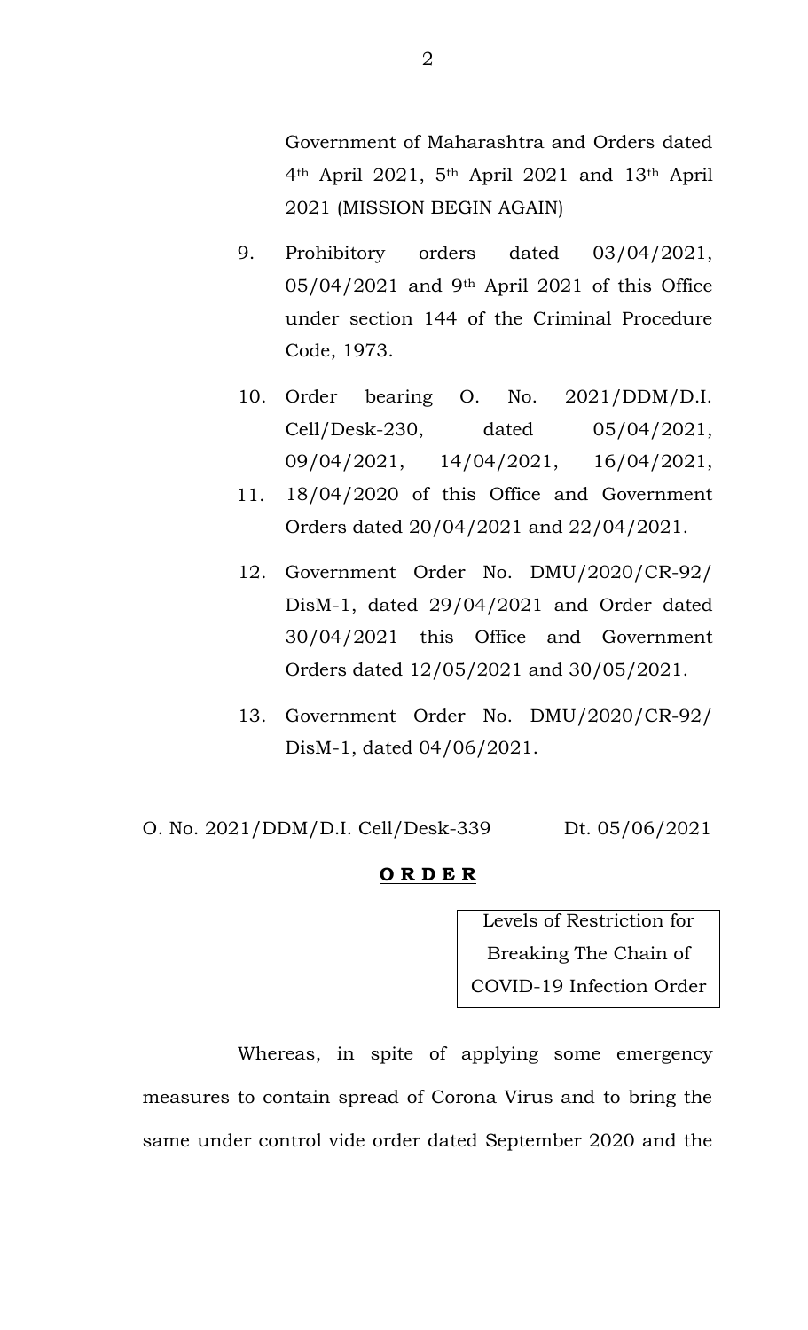Government of Maharashtra and Orders dated 4th April 2021, 5th April 2021 and 13th April 2021 (MISSION BEGIN AGAIN)

9. Prohibitory orders dated 03/04/2021, 05/04/2021 and 9th April 2021 of this Office under section 144 of the Criminal Procedure Code, 1973.

10. Order bearing O. No. 2021/DDM/D.I. Cell/Desk-230, dated 05/04/2021, 09/04/2021, 14/04/2021, 16/04/2021,

11. 18/04/2020 of this Office and Government Orders dated 20/04/2021 and 22/04/2021.

12. Government Order No. DMU/2020/CR-92/ DisM-1, dated 29/04/2021 and Order dated 30/04/2021 this Office and Government Orders dated 12/05/2021 and 30/05/2021.

13. Government Order No. DMU/2020/CR-92/ DisM-1, dated 04/06/2021.

O. No. 2021/DDM/D.I. Cell/Desk-339 Dt. 05/06/2021

**O R D E R**

Levels of Restriction for Breaking The Chain of COVID-19 Infection Order

Whereas, in spite of applying some emergency measures to contain spread of Corona Virus and to bring the same under control vide order dated September 2020 and the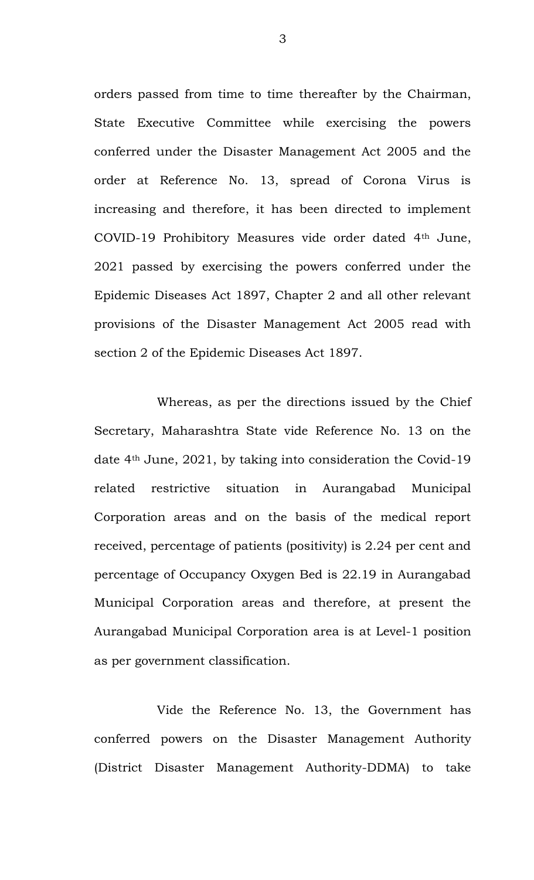orders passed from time to time thereafter by the Chairman, State Executive Committee while exercising the powers conferred under the Disaster Management Act 2005 and the order at Reference No. 13, spread of Corona Virus is increasing and therefore, it has been directed to implement COVID-19 Prohibitory Measures vide order dated 4th June, 2021 passed by exercising the powers conferred under the Epidemic Diseases Act 1897, Chapter 2 and all other relevant provisions of the Disaster Management Act 2005 read with section 2 of the Epidemic Diseases Act 1897.

Whereas, as per the directions issued by the Chief Secretary, Maharashtra State vide Reference No. 13 on the date 4th June, 2021, by taking into consideration the Covid-19 related restrictive situation in Aurangabad Municipal Corporation areas and on the basis of the medical report received, percentage of patients (positivity) is 2.24 per cent and percentage of Occupancy Oxygen Bed is 22.19 in Aurangabad Municipal Corporation areas and therefore, at present the Aurangabad Municipal Corporation area is at Level-1 position as per government classification.

Vide the Reference No. 13, the Government has conferred powers on the Disaster Management Authority (District Disaster Management Authority-DDMA) to take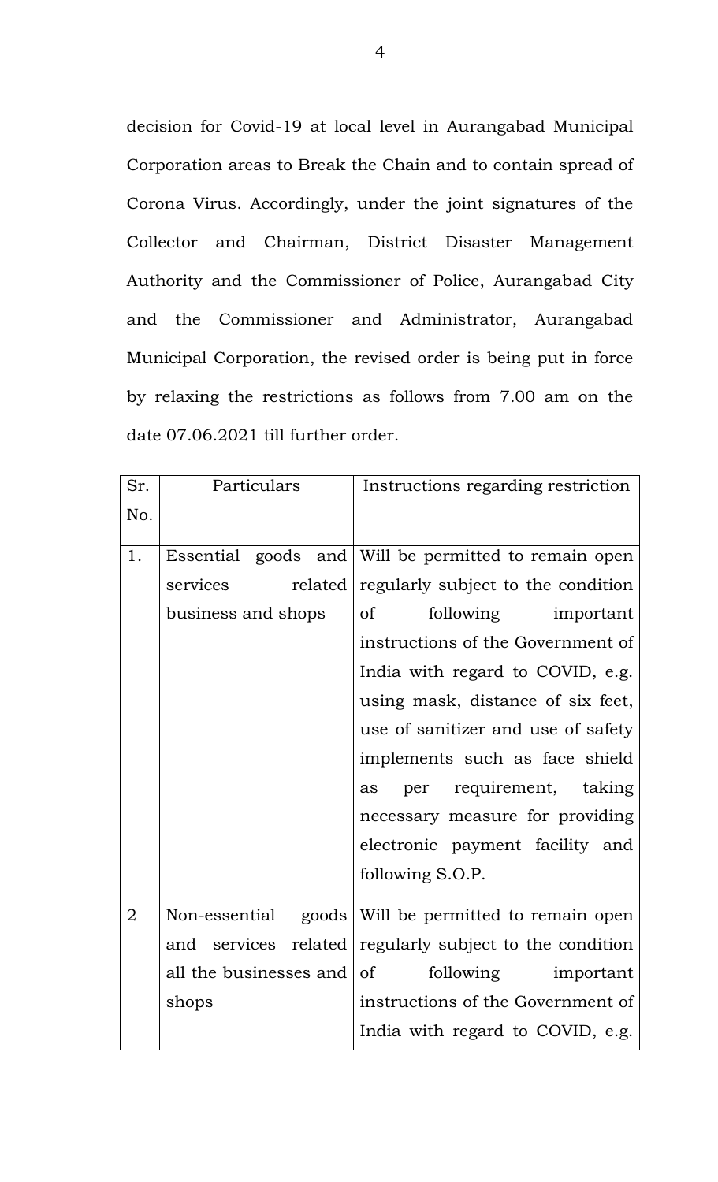decision for Covid-19 at local level in Aurangabad Municipal Corporation areas to Break the Chain and to contain spread of Corona Virus. Accordingly, under the joint signatures of the Collector and Chairman, District Disaster Management Authority and the Commissioner of Police, Aurangabad City and the Commissioner and Administrator, Aurangabad Municipal Corporation, the revised order is being put in force by relaxing the restrictions as follows from 7.00 am on the date 07.06.2021 till further order.

| Sr. No. | Particulars | Instructions regarding restriction |
|---|---|---|
| 1. | Essential goods and services related business and shops | Will be permitted to remain open regularly subject to the condition of following important instructions of the Government of India with regard to COVID, e.g. using mask, distance of six feet, use of sanitizer and use of safety implements such as face shield as per requirement, taking necessary measure for providing electronic payment facility and following S.O.P. |
| 2 | Non-essential goods and services related all the businesses and shops | Will be permitted to remain open regularly subject to the condition of following important instructions of the Government of India with regard to COVID, e.g. |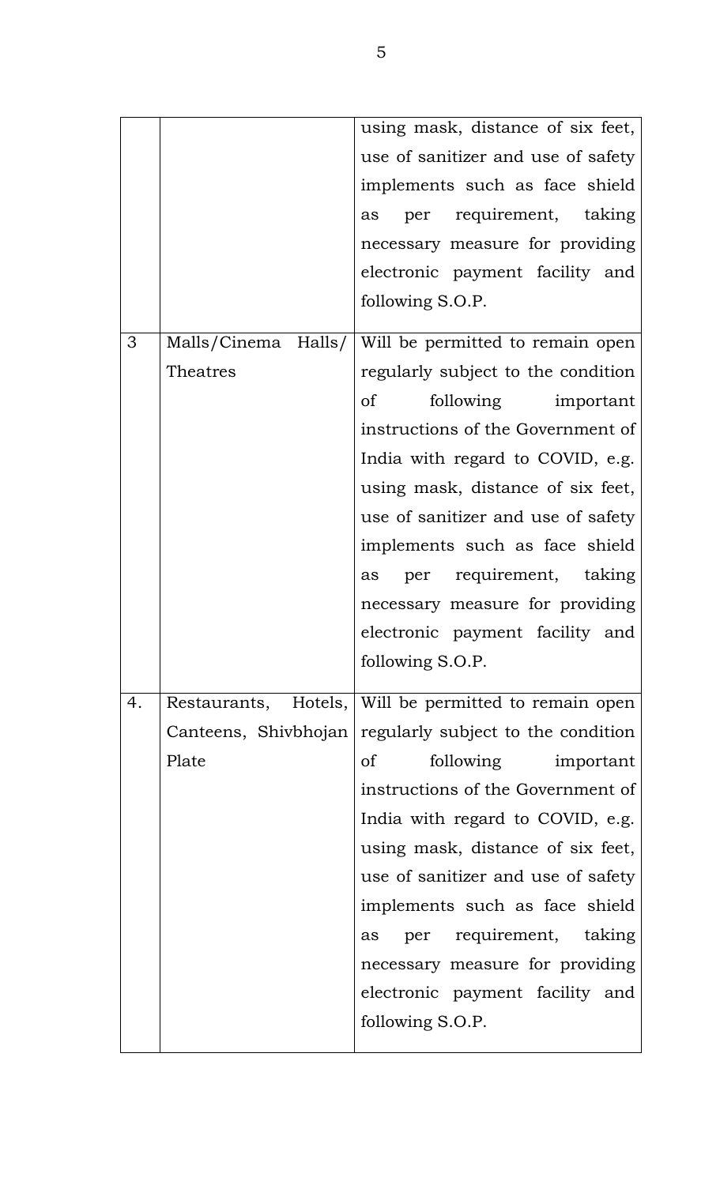|  |  |  |
|---|---|---|
|  |  | using mask, distance of six feet, use of sanitizer and use of safety implements such as face shield as per requirement, taking necessary measure for providing electronic payment facility and following S.O.P. |
| 3 | Malls/Cinema Halls/ Theatres | Will be permitted to remain open regularly subject to the condition of following important instructions of the Government of India with regard to COVID, e.g. using mask, distance of six feet, use of sanitizer and use of safety implements such as face shield as per requirement, taking necessary measure for providing electronic payment facility and following S.O.P. |
| 4. | Restaurants, Hotels, Canteens, Shivbhojan Plate | Will be permitted to remain open regularly subject to the condition of following important instructions of the Government of India with regard to COVID, e.g. using mask, distance of six feet, use of sanitizer and use of safety implements such as face shield as per requirement, taking necessary measure for providing electronic payment facility and following S.O.P. |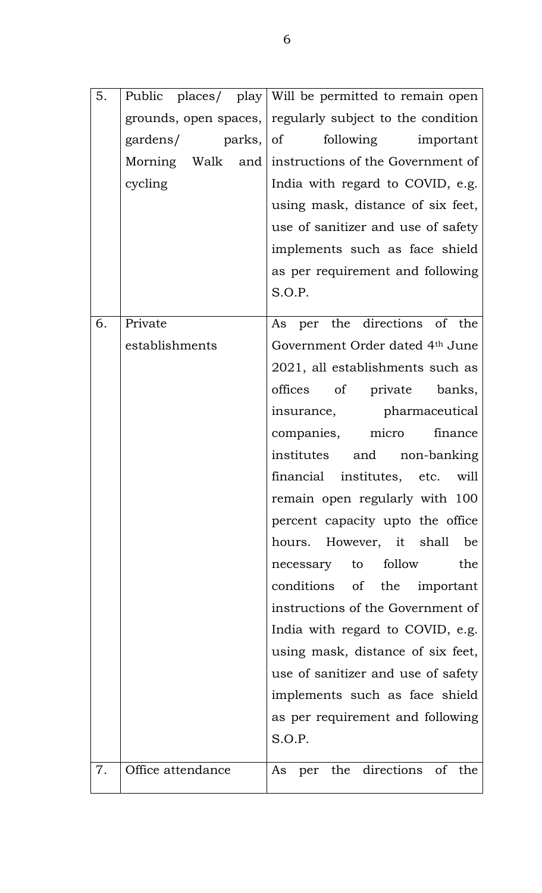| | | |
|---|---|---|
| 5. | Public places/ play grounds, open spaces, gardens/ parks, Morning Walk and cycling | Will be permitted to remain open regularly subject to the condition of following important instructions of the Government of India with regard to COVID, e.g. using mask, distance of six feet, use of sanitizer and use of safety implements such as face shield as per requirement and following S.O.P. |
| 6. | Private establishments | As per the directions of the Government Order dated 4th June 2021, all establishments such as offices of private banks, insurance, pharmaceutical companies, micro finance institutes and non-banking financial institutes, etc. will remain open regularly with 100 percent capacity upto the office hours. However, it shall be necessary to follow the conditions of the important instructions of the Government of India with regard to COVID, e.g. using mask, distance of six feet, use of sanitizer and use of safety implements such as face shield as per requirement and following S.O.P. |
| 7. | Office attendance | As per the directions of the |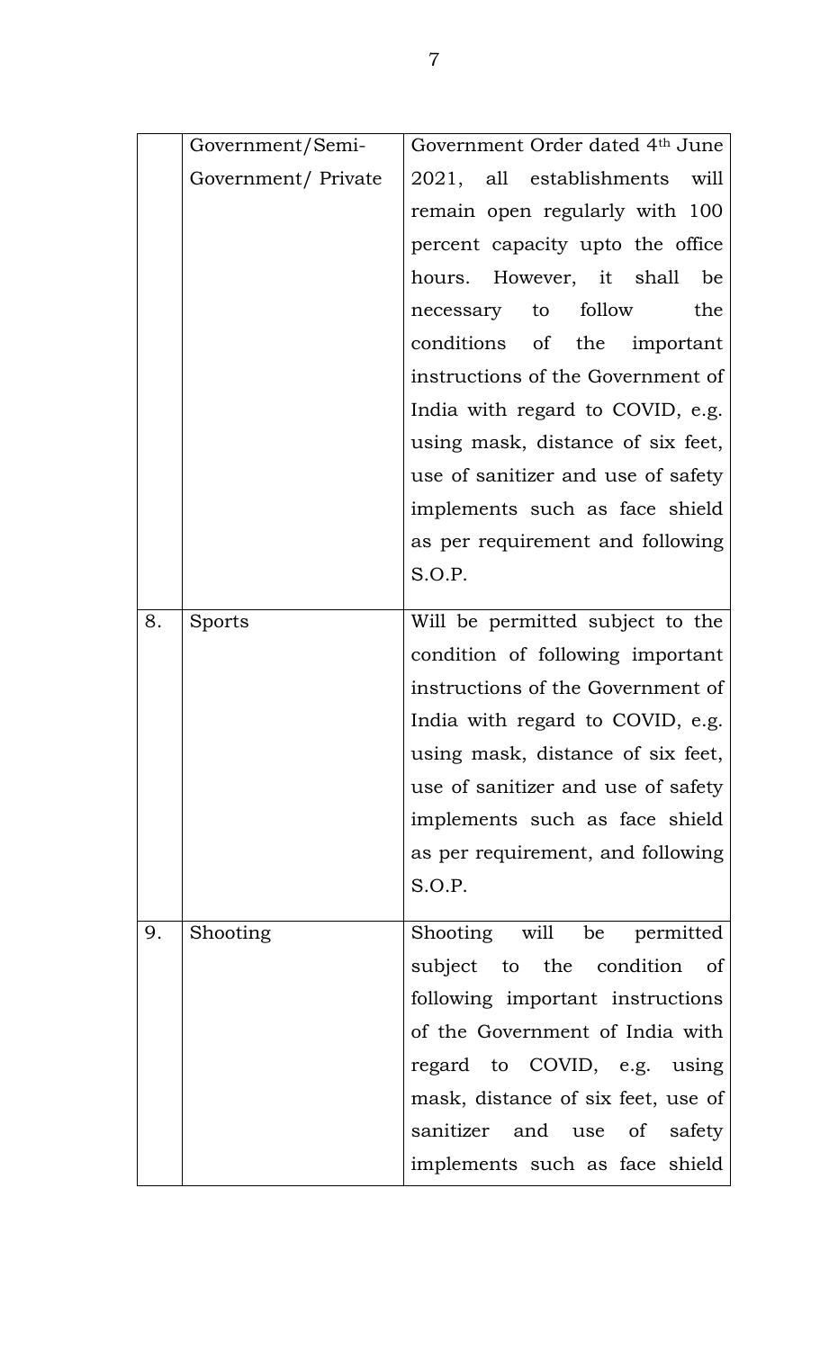| | | |
|---|---|---|
| | Government/Semi-Government/ Private | Government Order dated 4th June 2021, all establishments will remain open regularly with 100 percent capacity upto the office hours. However, it shall be necessary to follow the conditions of the important instructions of the Government of India with regard to COVID, e.g. using mask, distance of six feet, use of sanitizer and use of safety implements such as face shield as per requirement and following S.O.P. |
| 8. | Sports | Will be permitted subject to the condition of following important instructions of the Government of India with regard to COVID, e.g. using mask, distance of six feet, use of sanitizer and use of safety implements such as face shield as per requirement, and following S.O.P. |
| 9. | Shooting | Shooting will be permitted subject to the condition of following important instructions of the Government of India with regard to COVID, e.g. using mask, distance of six feet, use of sanitizer and use of safety implements such as face shield |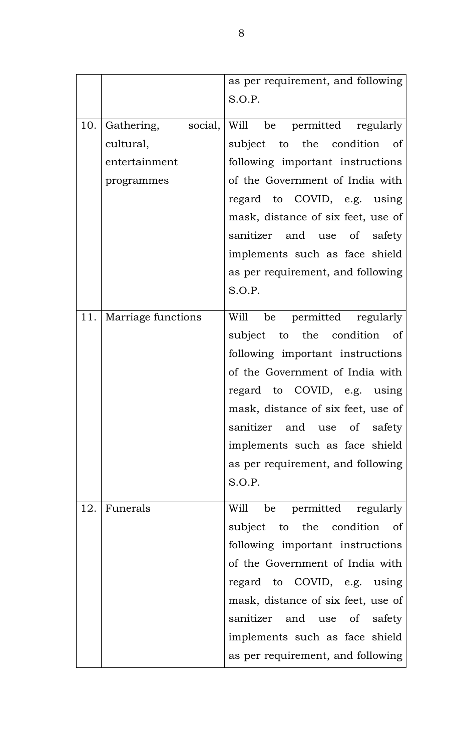| | | as per requirement, and following S.O.P. |
|---|---|---|
| 10. | Gathering, social, cultural, entertainment programmes | Will be permitted regularly subject to the condition of following important instructions of the Government of India with regard to COVID, e.g. using mask, distance of six feet, use of sanitizer and use of safety implements such as face shield as per requirement, and following S.O.P. |
| 11. | Marriage functions | Will be permitted regularly subject to the condition of following important instructions of the Government of India with regard to COVID, e.g. using mask, distance of six feet, use of sanitizer and use of safety implements such as face shield as per requirement, and following S.O.P. |
| 12. | Funerals | Will be permitted regularly subject to the condition of following important instructions of the Government of India with regard to COVID, e.g. using mask, distance of six feet, use of sanitizer and use of safety implements such as face shield as per requirement, and following |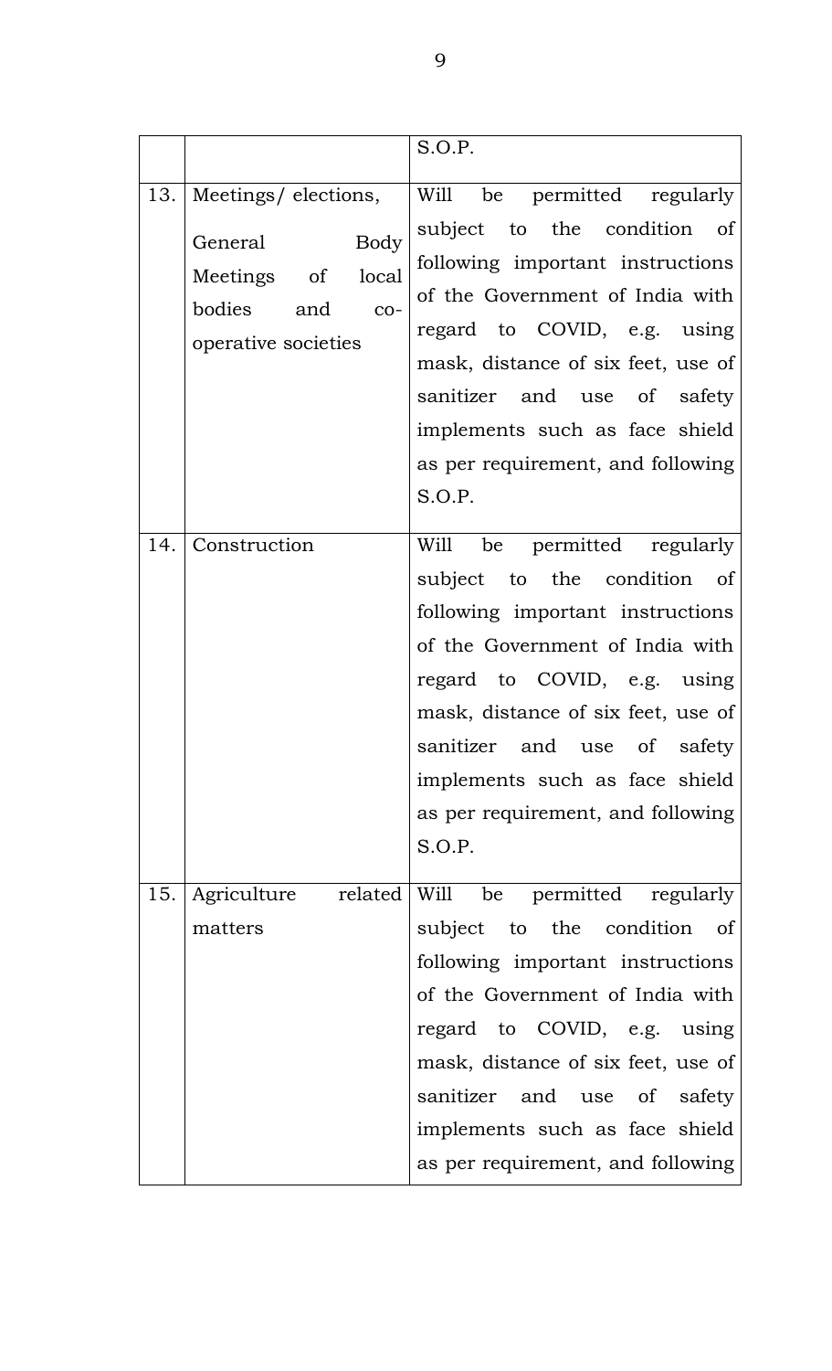| | | S.O.P. |
|---|---|---|
| 13. | Meetings/ elections, General Body Meetings of local bodies and co-operative societies | Will be permitted regularly subject to the condition of following important instructions of the Government of India with regard to COVID, e.g. using mask, distance of six feet, use of sanitizer and use of safety implements such as face shield as per requirement, and following S.O.P. |
| 14. | Construction | Will be permitted regularly subject to the condition of following important instructions of the Government of India with regard to COVID, e.g. using mask, distance of six feet, use of sanitizer and use of safety implements such as face shield as per requirement, and following S.O.P. |
| 15. | Agriculture related matters | Will be permitted regularly subject to the condition of following important instructions of the Government of India with regard to COVID, e.g. using mask, distance of six feet, use of sanitizer and use of safety implements such as face shield as per requirement, and following |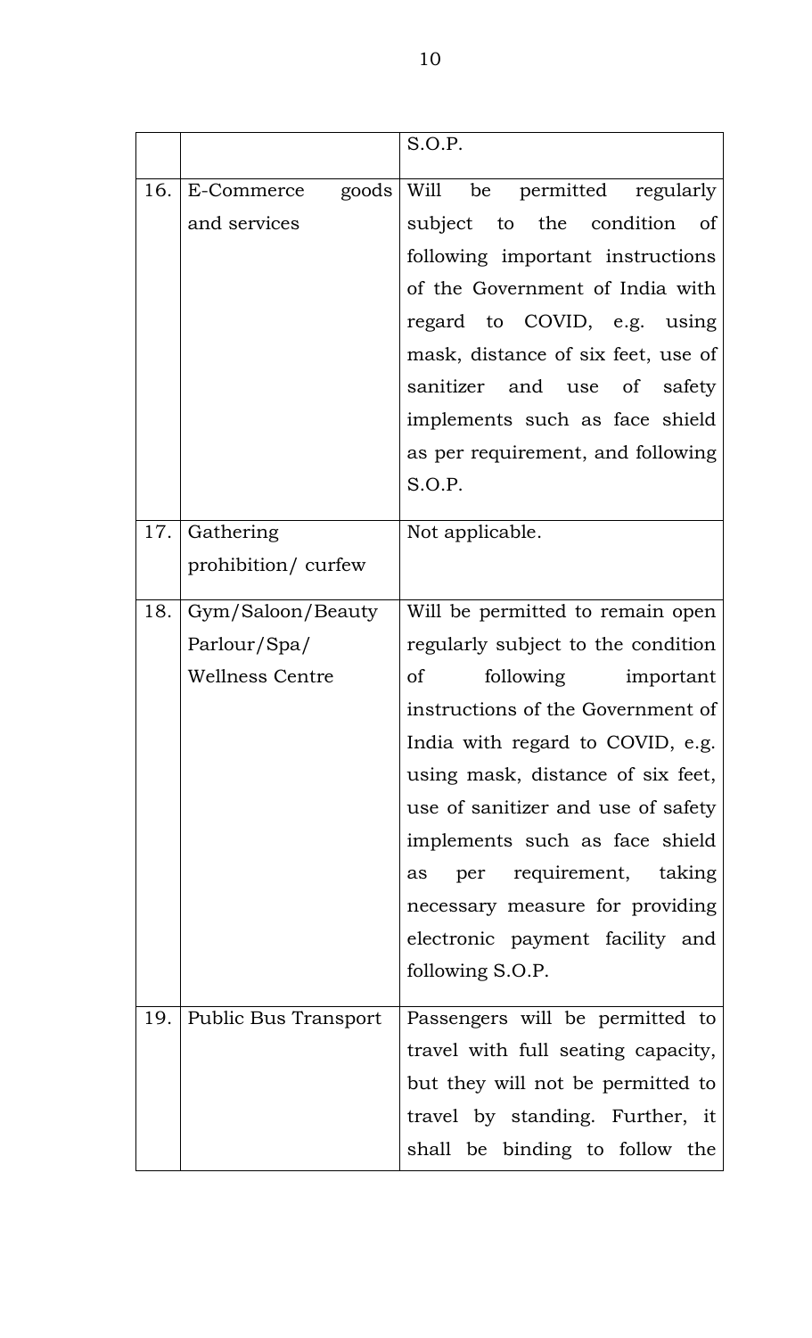| | | S.O.P. |
|---|---|---|
| 16. | E-Commerce goods and services | Will be permitted regularly subject to the condition of following important instructions of the Government of India with regard to COVID, e.g. using mask, distance of six feet, use of sanitizer and use of safety implements such as face shield as per requirement, and following S.O.P. |
| 17. | Gathering prohibition/ curfew | Not applicable. |
| 18. | Gym/Saloon/Beauty Parlour/Spa/ Wellness Centre | Will be permitted to remain open regularly subject to the condition of following important instructions of the Government of India with regard to COVID, e.g. using mask, distance of six feet, use of sanitizer and use of safety implements such as face shield as per requirement, taking necessary measure for providing electronic payment facility and following S.O.P. |
| 19. | Public Bus Transport | Passengers will be permitted to travel with full seating capacity, but they will not be permitted to travel by standing. Further, it shall be binding to follow the |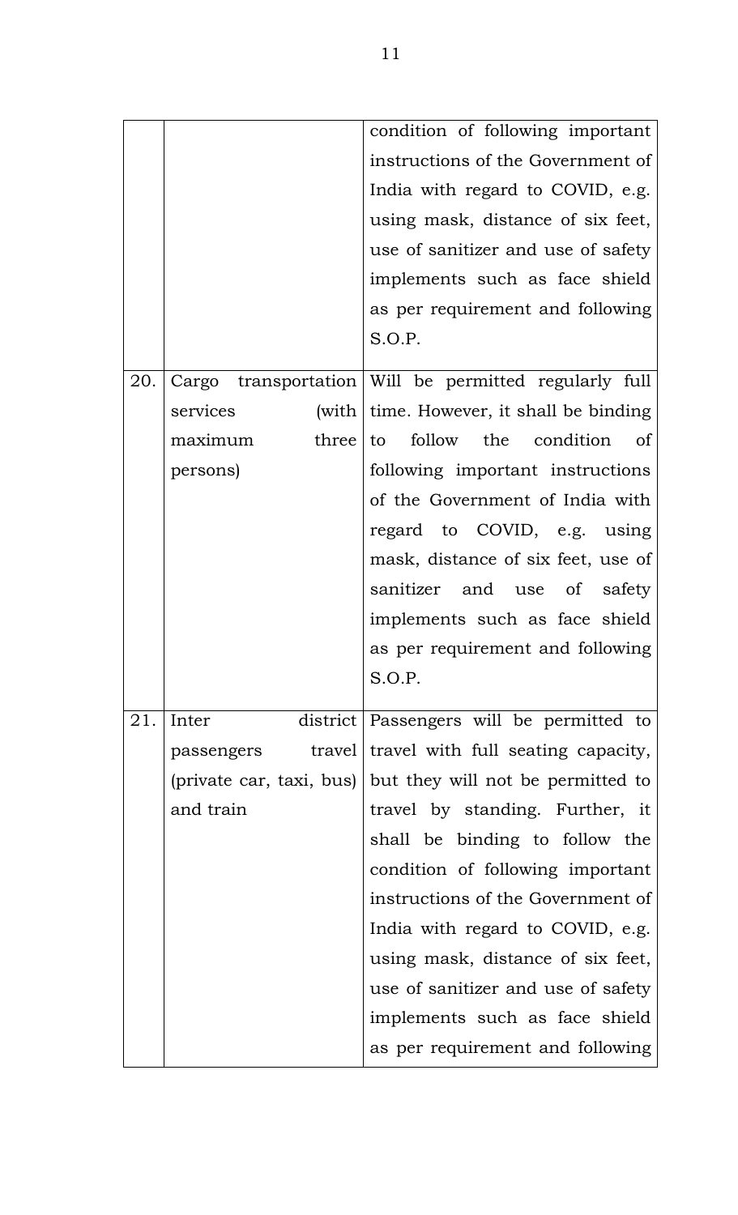| | | |
|---|---|---|
| | | condition of following important instructions of the Government of India with regard to COVID, e.g. using mask, distance of six feet, use of sanitizer and use of safety implements such as face shield as per requirement and following S.O.P. |
| 20. | Cargo transportation services (with maximum three persons) | Will be permitted regularly full time. However, it shall be binding to follow the condition of following important instructions of the Government of India with regard to COVID, e.g. using mask, distance of six feet, use of sanitizer and use of safety implements such as face shield as per requirement and following S.O.P. |
| 21. | Inter district passengers travel (private car, taxi, bus) and train | Passengers will be permitted to travel with full seating capacity, but they will not be permitted to travel by standing. Further, it shall be binding to follow the condition of following important instructions of the Government of India with regard to COVID, e.g. using mask, distance of six feet, use of sanitizer and use of safety implements such as face shield as per requirement and following |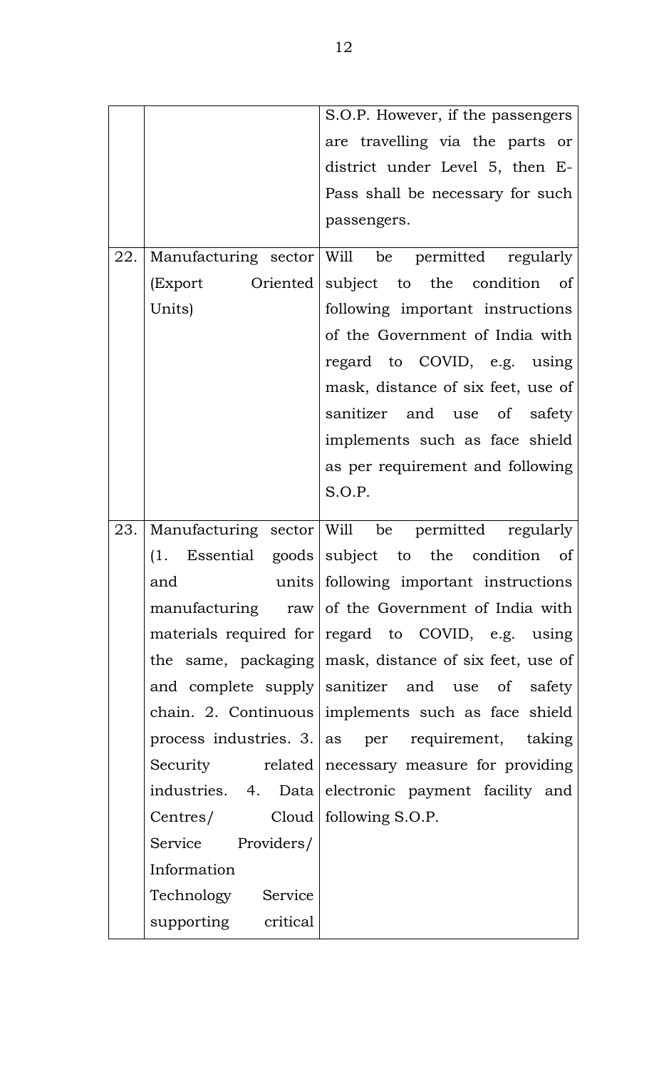| | | |
|---|---|---|
| | | S.O.P. However, if the passengers are travelling via the parts or district under Level 5, then E-Pass shall be necessary for such passengers. |
| 22. | Manufacturing sector (Export Oriented Units) | Will be permitted regularly subject to the condition of following important instructions of the Government of India with regard to COVID, e.g. using mask, distance of six feet, use of sanitizer and use of safety implements such as face shield as per requirement and following S.O.P. |
| 23. | Manufacturing sector (1. Essential goods and units manufacturing raw materials required for the same, packaging and complete supply chain. 2. Continuous process industries. 3. Security related industries. 4. Data Centres/ Cloud Service Providers/ Information Technology Service supporting critical | Will be permitted regularly subject to the condition of following important instructions of the Government of India with regard to COVID, e.g. using mask, distance of six feet, use of sanitizer and use of safety implements such as face shield as per requirement, taking necessary measure for providing electronic payment facility and following S.O.P. |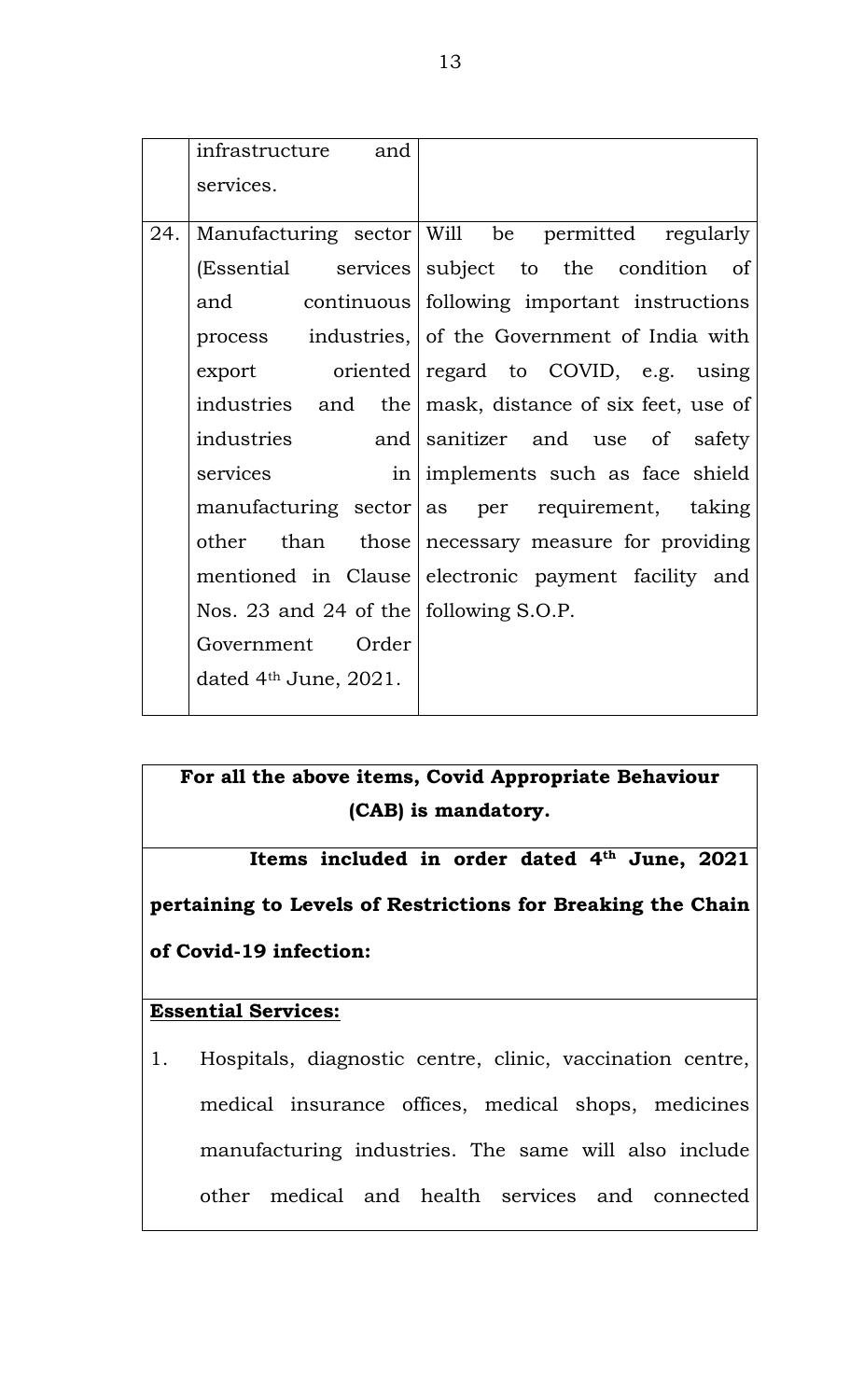|  |  |  |
|---|---|---|
|  | infrastructure and services. |  |
| 24. | Manufacturing sector (Essential services and continuous process industries, export oriented industries and the industries and services in manufacturing sector other than those mentioned in Clause Nos. 23 and 24 of the Government Order dated 4th June, 2021. | Will be permitted regularly subject to the condition of following important instructions of the Government of India with regard to COVID, e.g. using mask, distance of six feet, use of sanitizer and use of safety implements such as face shield as per requirement, taking necessary measure for providing electronic payment facility and following S.O.P. |

**For all the above items, Covid Appropriate Behaviour (CAB) is mandatory.**

**Items included in order dated 4th June, 2021 pertaining to Levels of Restrictions for Breaking the Chain of Covid-19 infection:**

**Essential Services:**

1. Hospitals, diagnostic centre, clinic, vaccination centre, medical insurance offices, medical shops, medicines manufacturing industries. The same will also include other medical and health services and connected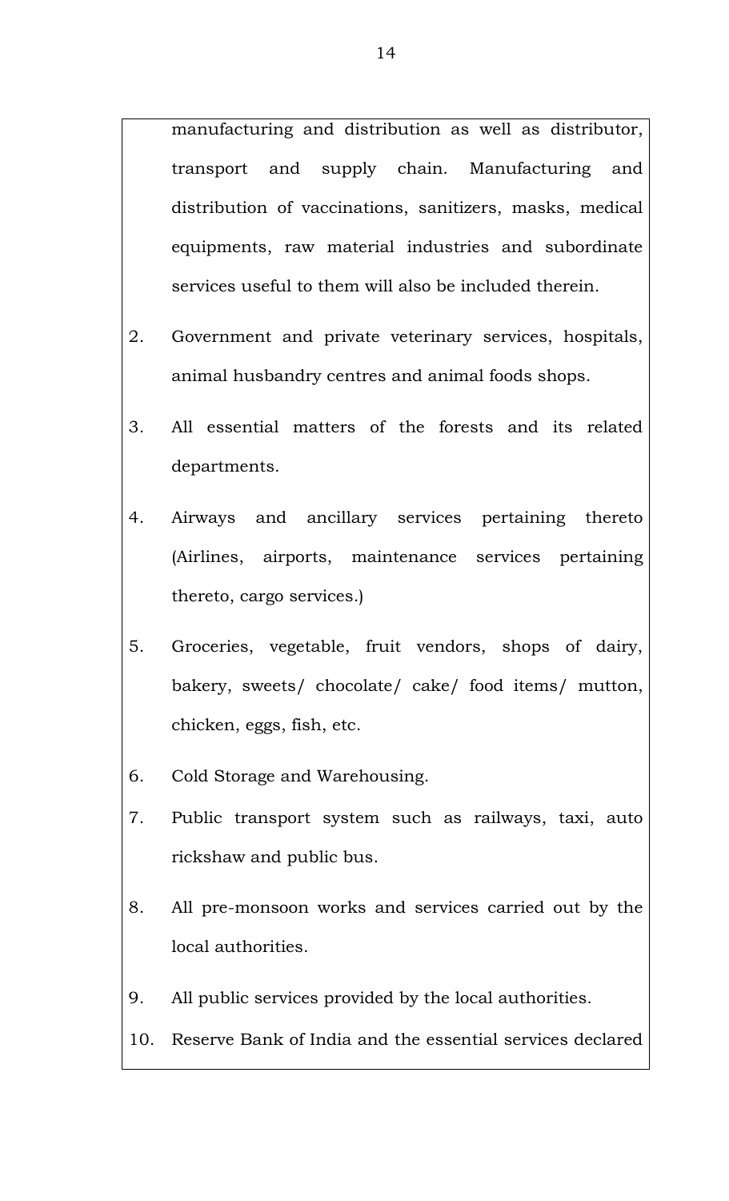manufacturing and distribution as well as distributor, transport and supply chain. Manufacturing and distribution of vaccinations, sanitizers, masks, medical equipments, raw material industries and subordinate services useful to them will also be included therein.

2. Government and private veterinary services, hospitals, animal husbandry centres and animal foods shops.

3. All essential matters of the forests and its related departments.

4. Airways and ancillary services pertaining thereto (Airlines, airports, maintenance services pertaining thereto, cargo services.)

5. Groceries, vegetable, fruit vendors, shops of dairy, bakery, sweets/ chocolate/ cake/ food items/ mutton, chicken, eggs, fish, etc.

6. Cold Storage and Warehousing.

7. Public transport system such as railways, taxi, auto rickshaw and public bus.

8. All pre-monsoon works and services carried out by the local authorities.

9. All public services provided by the local authorities.

10. Reserve Bank of India and the essential services declared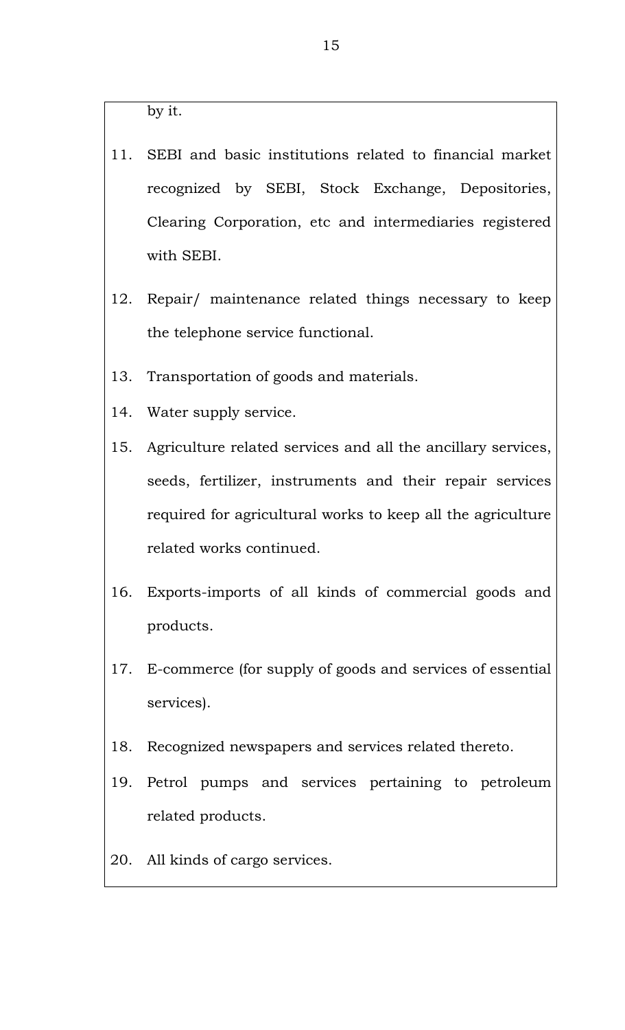by it.

11. SEBI and basic institutions related to financial market recognized by SEBI, Stock Exchange, Depositories, Clearing Corporation, etc and intermediaries registered with SEBI.
12. Repair/ maintenance related things necessary to keep the telephone service functional.
13. Transportation of goods and materials.
14. Water supply service.
15. Agriculture related services and all the ancillary services, seeds, fertilizer, instruments and their repair services required for agricultural works to keep all the agriculture related works continued.
16. Exports-imports of all kinds of commercial goods and products.
17. E-commerce (for supply of goods and services of essential services).
18. Recognized newspapers and services related thereto.
19. Petrol pumps and services pertaining to petroleum related products.
20. All kinds of cargo services.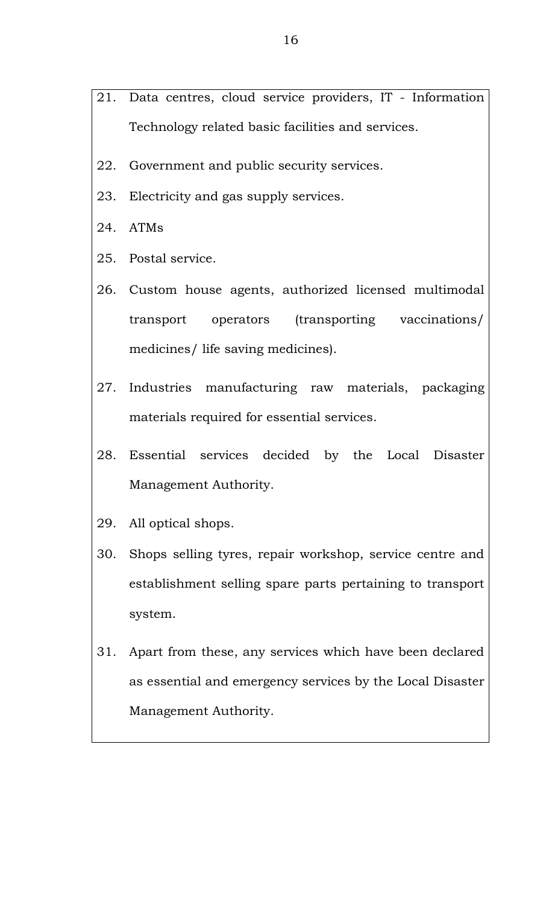21. Data centres, cloud service providers, IT - Information Technology related basic facilities and services.
22. Government and public security services.
23. Electricity and gas supply services.
24. ATMs
25. Postal service.
26. Custom house agents, authorized licensed multimodal transport operators (transporting vaccinations/ medicines/ life saving medicines).
27. Industries manufacturing raw materials, packaging materials required for essential services.
28. Essential services decided by the Local Disaster Management Authority.
29. All optical shops.
30. Shops selling tyres, repair workshop, service centre and establishment selling spare parts pertaining to transport system.
31. Apart from these, any services which have been declared as essential and emergency services by the Local Disaster Management Authority.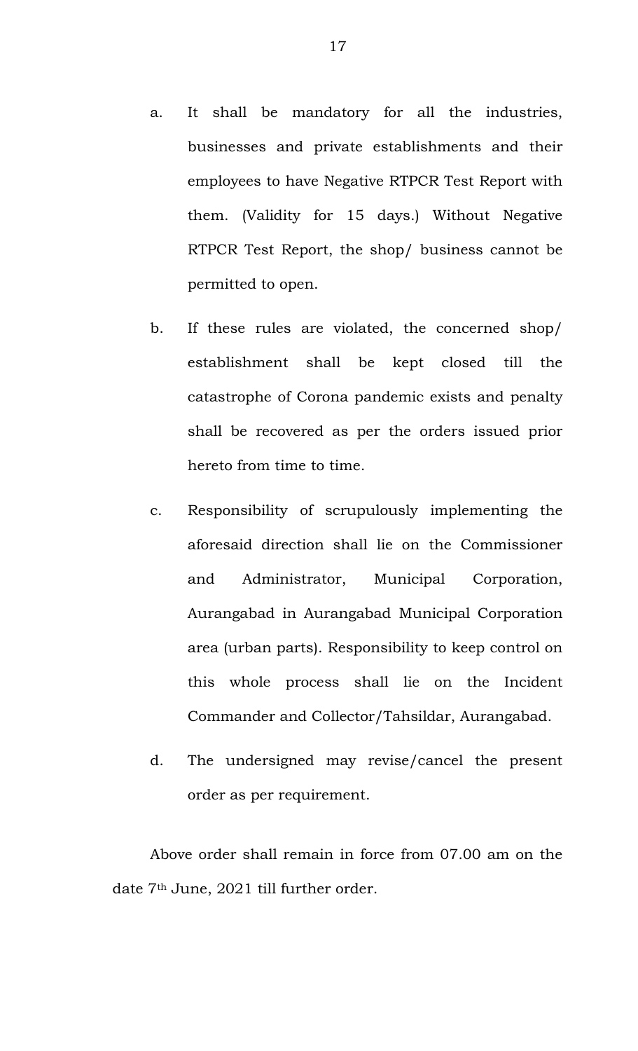a. It shall be mandatory for all the industries, businesses and private establishments and their employees to have Negative RTPCR Test Report with them. (Validity for 15 days.) Without Negative RTPCR Test Report, the shop/ business cannot be permitted to open.

b. If these rules are violated, the concerned shop/ establishment shall be kept closed till the catastrophe of Corona pandemic exists and penalty shall be recovered as per the orders issued prior hereto from time to time.

c. Responsibility of scrupulously implementing the aforesaid direction shall lie on the Commissioner and Administrator, Municipal Corporation, Aurangabad in Aurangabad Municipal Corporation area (urban parts). Responsibility to keep control on this whole process shall lie on the Incident Commander and Collector/Tahsildar, Aurangabad.

d. The undersigned may revise/cancel the present order as per requirement.

Above order shall remain in force from 07.00 am on the date 7th June, 2021 till further order.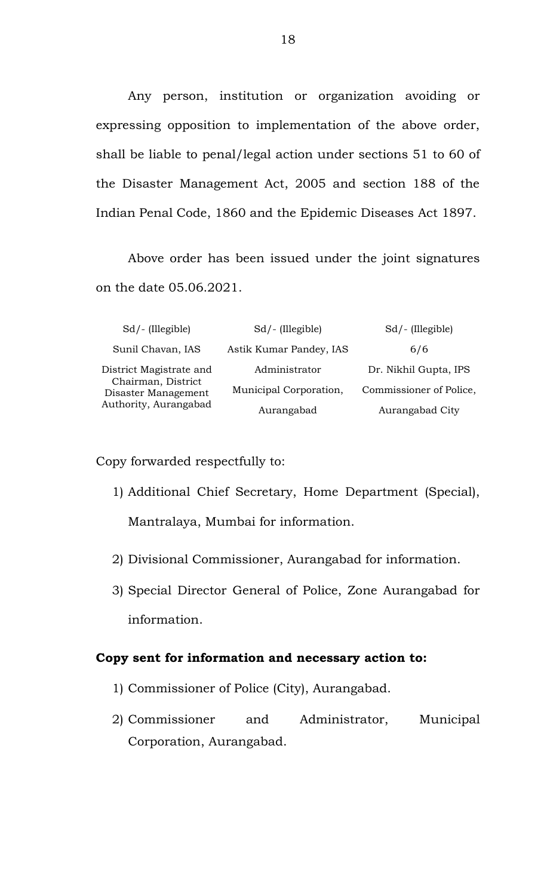Any person, institution or organization avoiding or expressing opposition to implementation of the above order, shall be liable to penal/legal action under sections 51 to 60 of the Disaster Management Act, 2005 and section 188 of the Indian Penal Code, 1860 and the Epidemic Diseases Act 1897.

Above order has been issued under the joint signatures on the date 05.06.2021.

| Sd/- (Illegible) | Sd/- (Illegible) | Sd/- (Illegible) |
|---|---|---|
| Sunil Chavan, IAS | Astik Kumar Pandey, IAS | 6/6 |
| District Magistrate and Chairman, District Disaster Management Authority, Aurangabad | Administrator Municipal Corporation, Aurangabad | Dr. Nikhil Gupta, IPS Commissioner of Police, Aurangabad City |

Copy forwarded respectfully to:

1) Additional Chief Secretary, Home Department (Special), Mantralaya, Mumbai for information.
2) Divisional Commissioner, Aurangabad for information.
3) Special Director General of Police, Zone Aurangabad for information.

**Copy sent for information and necessary action to:**

1) Commissioner of Police (City), Aurangabad.
2) Commissioner and Administrator, Municipal Corporation, Aurangabad.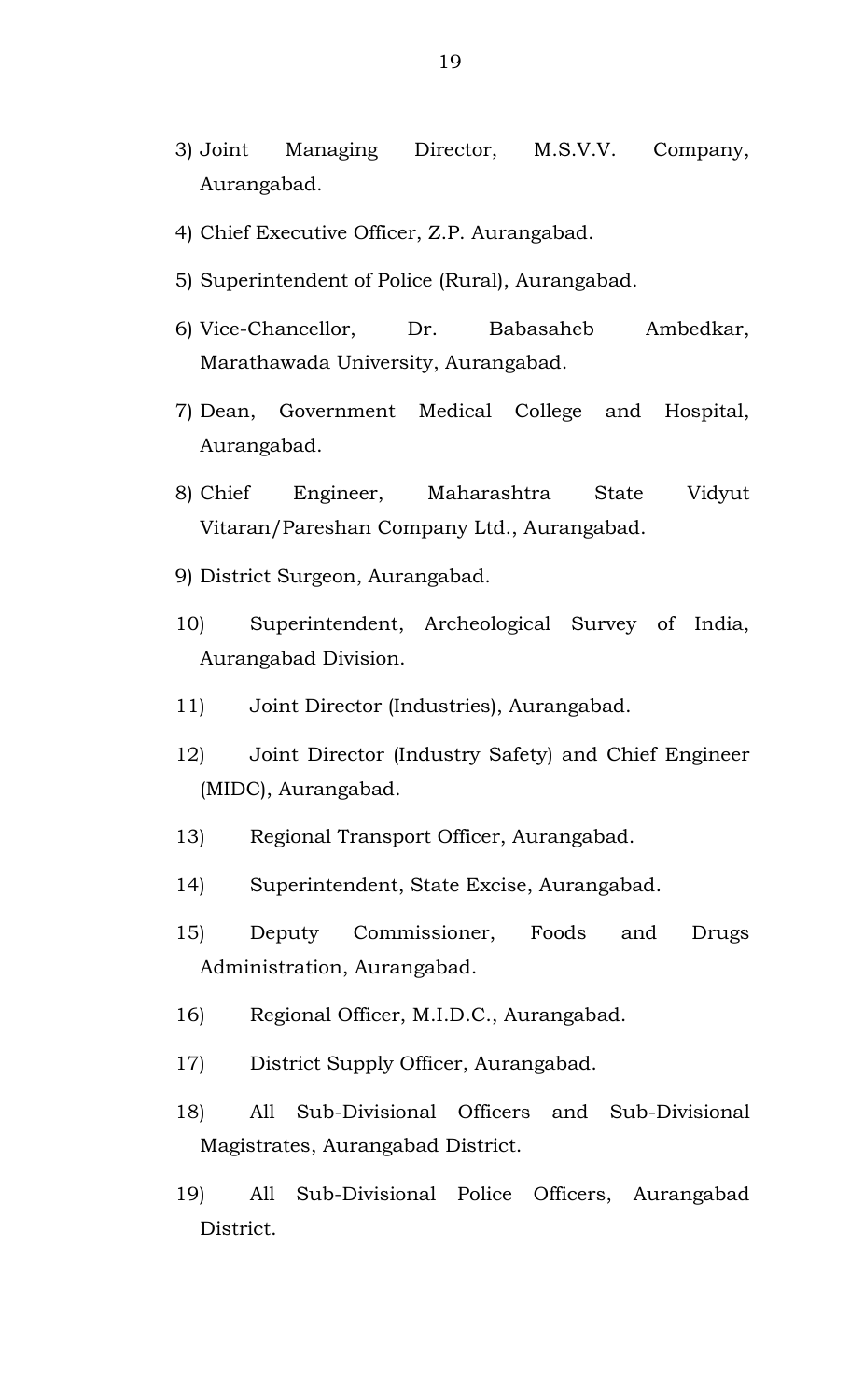3) Joint Managing Director, M.S.V.V. Company, Aurangabad.

4) Chief Executive Officer, Z.P. Aurangabad.

5) Superintendent of Police (Rural), Aurangabad.

6) Vice-Chancellor, Dr. Babasaheb Ambedkar, Marathawada University, Aurangabad.

7) Dean, Government Medical College and Hospital, Aurangabad.

8) Chief Engineer, Maharashtra State Vidyut Vitaran/Pareshan Company Ltd., Aurangabad.

9) District Surgeon, Aurangabad.

10) Superintendent, Archeological Survey of India, Aurangabad Division.

11) Joint Director (Industries), Aurangabad.

12) Joint Director (Industry Safety) and Chief Engineer (MIDC), Aurangabad.

13) Regional Transport Officer, Aurangabad.

14) Superintendent, State Excise, Aurangabad.

15) Deputy Commissioner, Foods and Drugs Administration, Aurangabad.

16) Regional Officer, M.I.D.C., Aurangabad.

17) District Supply Officer, Aurangabad.

18) All Sub-Divisional Officers and Sub-Divisional Magistrates, Aurangabad District.

19) All Sub-Divisional Police Officers, Aurangabad District.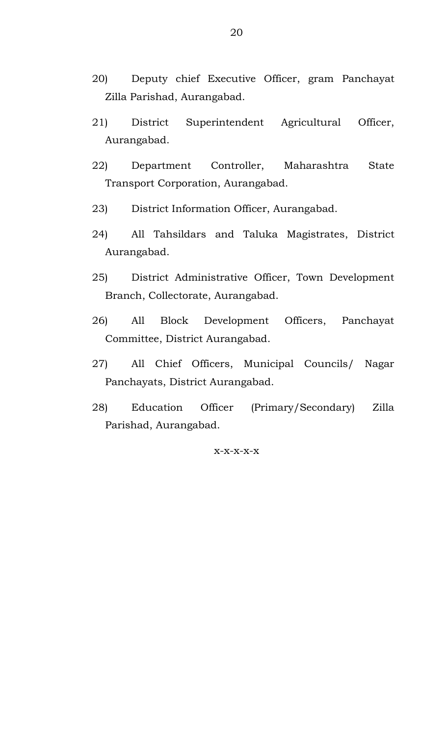20) Deputy chief Executive Officer, gram Panchayat Zilla Parishad, Aurangabad.

21) District Superintendent Agricultural Officer, Aurangabad.

22) Department Controller, Maharashtra State Transport Corporation, Aurangabad.

23) District Information Officer, Aurangabad.

24) All Tahsildars and Taluka Magistrates, District Aurangabad.

25) District Administrative Officer, Town Development Branch, Collectorate, Aurangabad.

26) All Block Development Officers, Panchayat Committee, District Aurangabad.

27) All Chief Officers, Municipal Councils/ Nagar Panchayats, District Aurangabad.

28) Education Officer (Primary/Secondary) Zilla Parishad, Aurangabad.

x-x-x-x-x